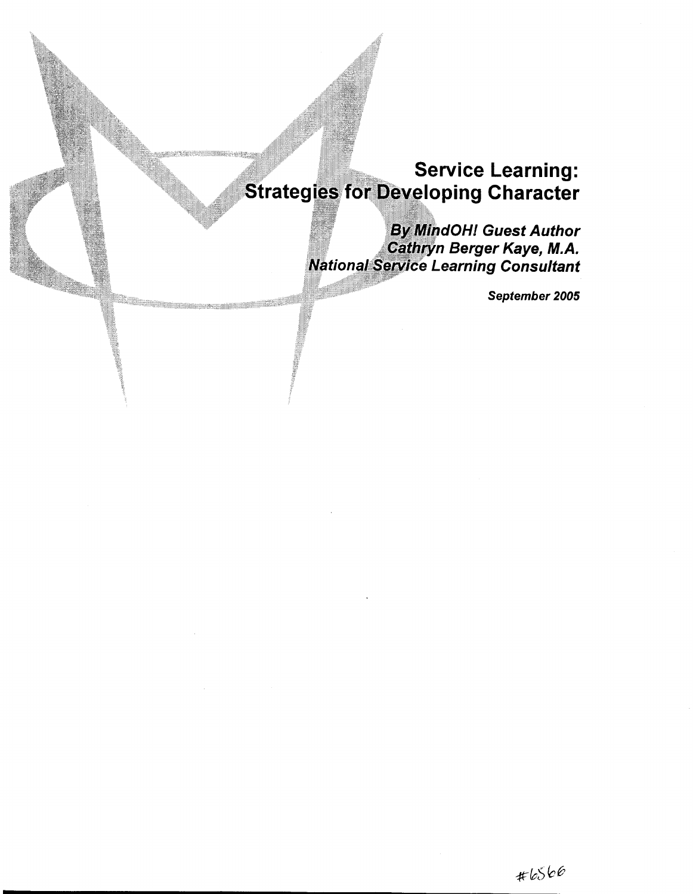# Service Learning: Strategies for Developing Character

***By MindOH! Guest Author***
***Cathryn Berger Kaye, M.A.***
***National Service Learning Consultant***

***September 2005***

#6566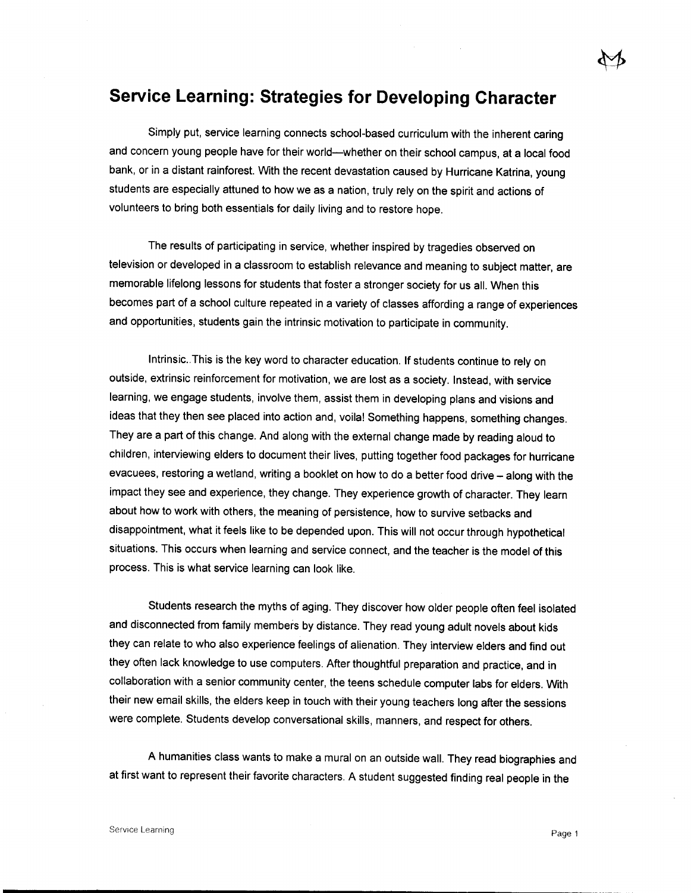# Service Learning: Strategies for Developing Character

Simply put, service learning connects school-based curriculum with the inherent caring and concern young people have for their world—whether on their school campus, at a local food bank, or in a distant rainforest. With the recent devastation caused by Hurricane Katrina, young students are especially attuned to how we as a nation, truly rely on the spirit and actions of volunteers to bring both essentials for daily living and to restore hope.

The results of participating in service, whether inspired by tragedies observed on television or developed in a classroom to establish relevance and meaning to subject matter, are memorable lifelong lessons for students that foster a stronger society for us all. When this becomes part of a school culture repeated in a variety of classes affording a range of experiences and opportunities, students gain the intrinsic motivation to participate in community.

Intrinsic..This is the key word to character education. If students continue to rely on outside, extrinsic reinforcement for motivation, we are lost as a society. Instead, with service learning, we engage students, involve them, assist them in developing plans and visions and ideas that they then see placed into action and, voila! Something happens, something changes. They are a part of this change. And along with the external change made by reading aloud to children, interviewing elders to document their lives, putting together food packages for hurricane evacuees, restoring a wetland, writing a booklet on how to do a better food drive – along with the impact they see and experience, they change. They experience growth of character. They learn about how to work with others, the meaning of persistence, how to survive setbacks and disappointment, what it feels like to be depended upon. This will not occur through hypothetical situations. This occurs when learning and service connect, and the teacher is the model of this process. This is what service learning can look like.

Students research the myths of aging. They discover how older people often feel isolated and disconnected from family members by distance. They read young adult novels about kids they can relate to who also experience feelings of alienation. They interview elders and find out they often lack knowledge to use computers. After thoughtful preparation and practice, and in collaboration with a senior community center, the teens schedule computer labs for elders. With their new email skills, the elders keep in touch with their young teachers long after the sessions were complete. Students develop conversational skills, manners, and respect for others.

A humanities class wants to make a mural on an outside wall. They read biographies and at first want to represent their favorite characters. A student suggested finding real people in the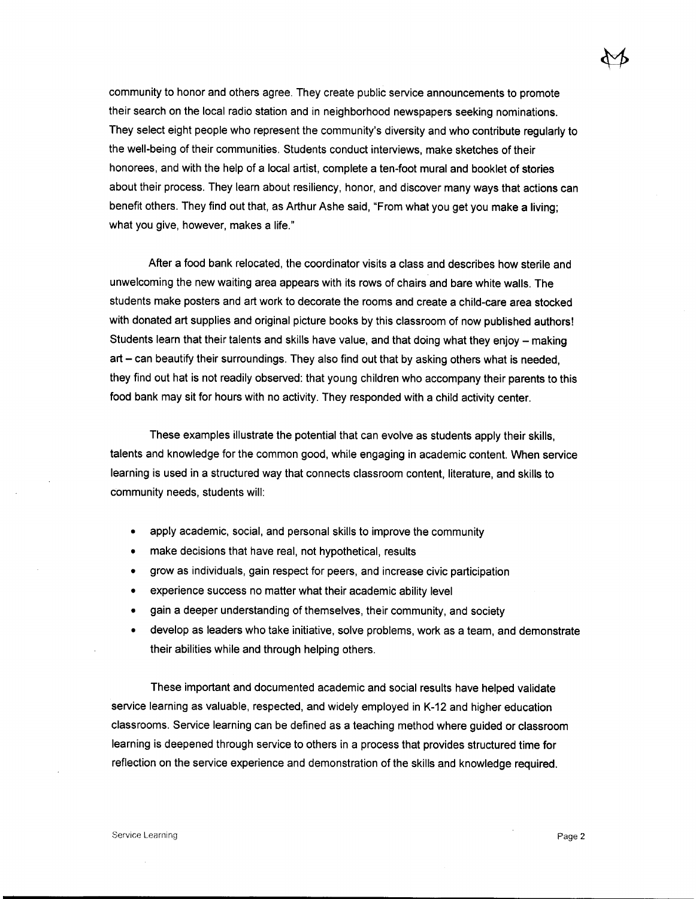community to honor and others agree. They create public service announcements to promote their search on the local radio station and in neighborhood newspapers seeking nominations. They select eight people who represent the community's diversity and who contribute regularly to the well-being of their communities. Students conduct interviews, make sketches of their honorees, and with the help of a local artist, complete a ten-foot mural and booklet of stories about their process. They learn about resiliency, honor, and discover many ways that actions can benefit others. They find out that, as Arthur Ashe said, "From what you get you make a living; what you give, however, makes a life."

After a food bank relocated, the coordinator visits a class and describes how sterile and unwelcoming the new waiting area appears with its rows of chairs and bare white walls. The students make posters and art work to decorate the rooms and create a child-care area stocked with donated art supplies and original picture books by this classroom of now published authors! Students learn that their talents and skills have value, and that doing what they enjoy – making art – can beautify their surroundings. They also find out that by asking others what is needed, they find out hat is not readily observed: that young children who accompany their parents to this food bank may sit for hours with no activity. They responded with a child activity center.

These examples illustrate the potential that can evolve as students apply their skills, talents and knowledge for the common good, while engaging in academic content. When service learning is used in a structured way that connects classroom content, literature, and skills to community needs, students will:

- apply academic, social, and personal skills to improve the community
- make decisions that have real, not hypothetical, results
- grow as individuals, gain respect for peers, and increase civic participation
- experience success no matter what their academic ability level
- gain a deeper understanding of themselves, their community, and society
- develop as leaders who take initiative, solve problems, work as a team, and demonstrate their abilities while and through helping others.

These important and documented academic and social results have helped validate service learning as valuable, respected, and widely employed in K-12 and higher education classrooms. Service learning can be defined as a teaching method where guided or classroom learning is deepened through service to others in a process that provides structured time for reflection on the service experience and demonstration of the skills and knowledge required.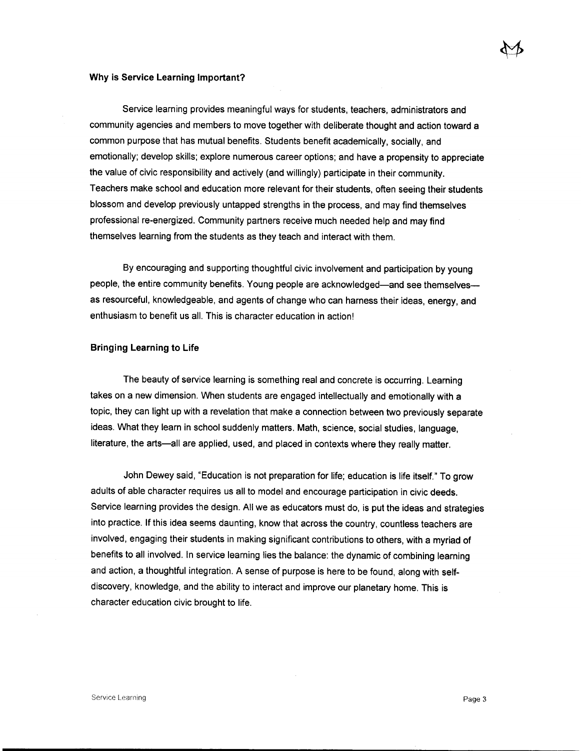## Why is Service Learning Important?

Service learning provides meaningful ways for students, teachers, administrators and community agencies and members to move together with deliberate thought and action toward a common purpose that has mutual benefits. Students benefit academically, socially, and emotionally; develop skills; explore numerous career options; and have a propensity to appreciate the value of civic responsibility and actively (and willingly) participate in their community. Teachers make school and education more relevant for their students, often seeing their students blossom and develop previously untapped strengths in the process, and may find themselves professional re-energized. Community partners receive much needed help and may find themselves learning from the students as they teach and interact with them.

By encouraging and supporting thoughtful civic involvement and participation by young people, the entire community benefits. Young people are acknowledged—and see themselves—as resourceful, knowledgeable, and agents of change who can harness their ideas, energy, and enthusiasm to benefit us all. This is character education in action!

## Bringing Learning to Life

The beauty of service learning is something real and concrete is occurring. Learning takes on a new dimension. When students are engaged intellectually and emotionally with a topic, they can light up with a revelation that make a connection between two previously separate ideas. What they learn in school suddenly matters. Math, science, social studies, language, literature, the arts—all are applied, used, and placed in contexts where they really matter.

John Dewey said, "Education is not preparation for life; education is life itself." To grow adults of able character requires us all to model and encourage participation in civic deeds. Service learning provides the design. All we as educators must do, is put the ideas and strategies into practice. If this idea seems daunting, know that across the country, countless teachers are involved, engaging their students in making significant contributions to others, with a myriad of benefits to all involved. In service learning lies the balance: the dynamic of combining learning and action, a thoughtful integration. A sense of purpose is here to be found, along with self-discovery, knowledge, and the ability to interact and improve our planetary home. This is character education civic brought to life.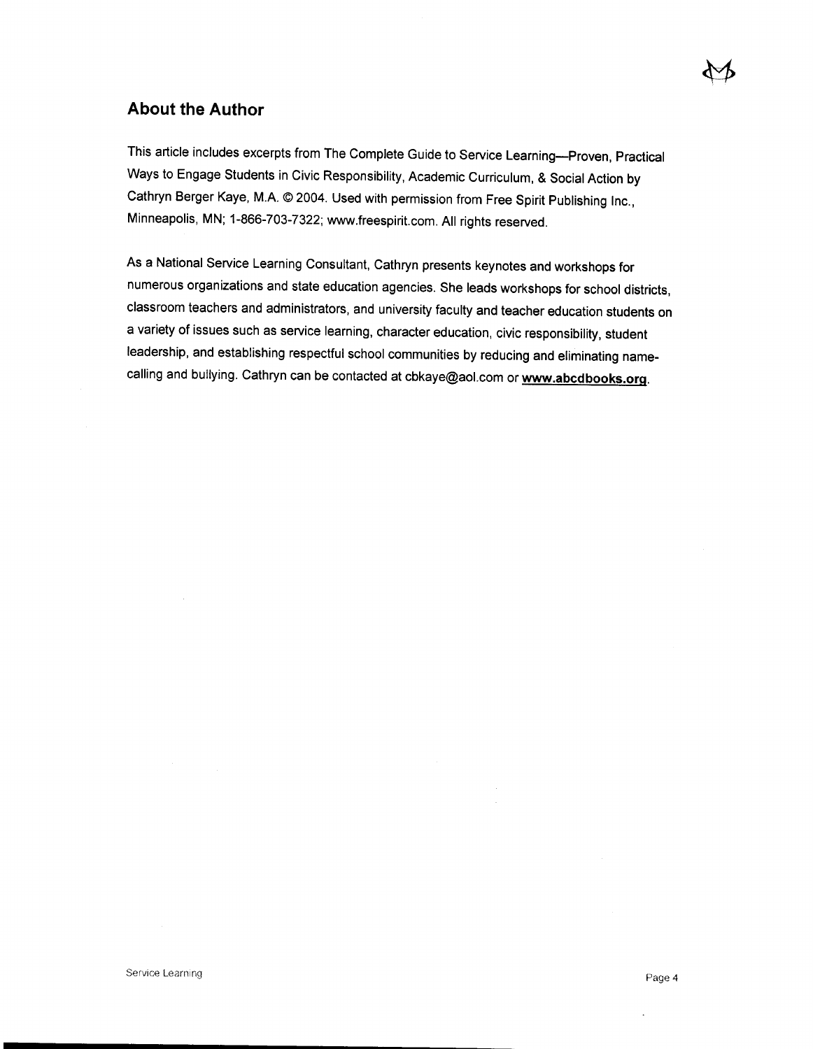## About the Author

This article includes excerpts from The Complete Guide to Service Learning—Proven, Practical Ways to Engage Students in Civic Responsibility, Academic Curriculum, & Social Action by Cathryn Berger Kaye, M.A. © 2004. Used with permission from Free Spirit Publishing Inc., Minneapolis, MN; 1-866-703-7322; www.freespirit.com. All rights reserved.

As a National Service Learning Consultant, Cathryn presents keynotes and workshops for numerous organizations and state education agencies. She leads workshops for school districts, classroom teachers and administrators, and university faculty and teacher education students on a variety of issues such as service learning, character education, civic responsibility, student leadership, and establishing respectful school communities by reducing and eliminating name-calling and bullying. Cathryn can be contacted at cbkaye@aol.com or **www.abcdbooks.org**.